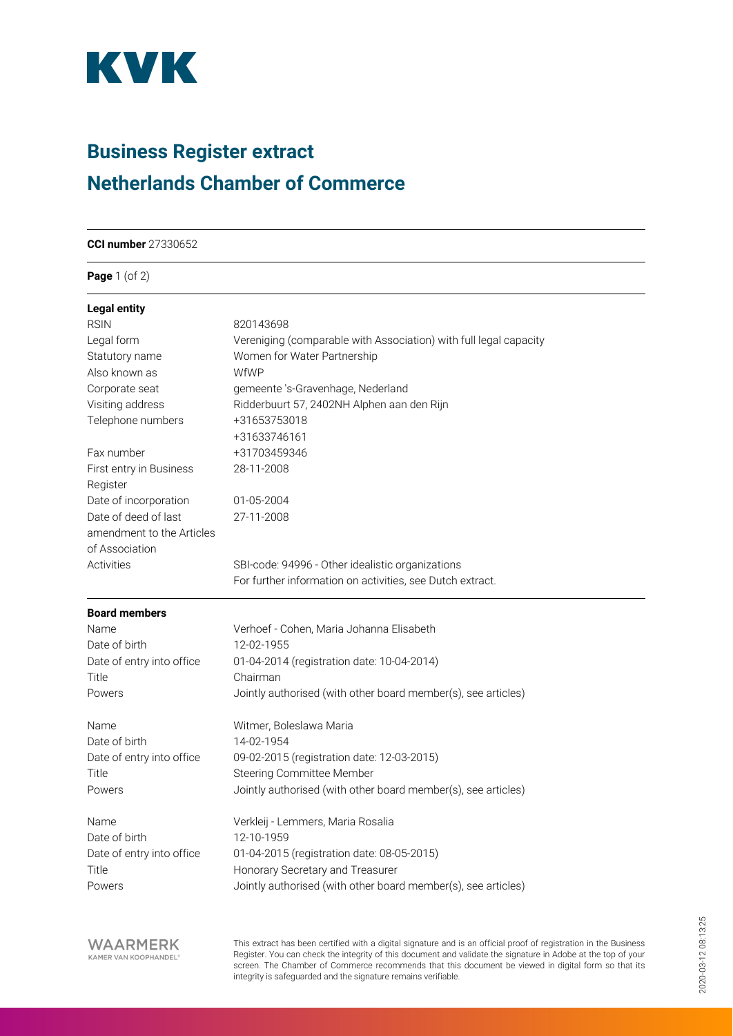KVK

# Business Register extract

# Netherlands Chamber of Commerce

**CCI number** 27330652

**Legal entity**

| | |
|---|---|
| RSIN | 820143698 |
| Legal form | Vereniging (comparable with Association) with full legal capacity |
| Statutory name | Women for Water Partnership |
| Also known as | WfWP |
| Corporate seat | gemeente 's-Gravenhage, Nederland |
| Visiting address | Ridderbuurt 57, 2402NH Alphen aan den Rijn |
| Telephone numbers | +31653753018<br>+31633746161 |
| Fax number | +31703459346 |
| First entry in Business Register | 28-11-2008 |
| Date of incorporation | 01-05-2004 |
| Date of deed of last amendment to the Articles of Association | 27-11-2008 |
| Activities | SBI-code: 94996 - Other idealistic organizations<br>For further information on activities, see Dutch extract. |

**Board members**

| | |
|---|---|
| Name | Verhoef - Cohen, Maria Johanna Elisabeth |
| Date of birth | 12-02-1955 |
| Date of entry into office | 01-04-2014 (registration date: 10-04-2014) |
| Title | Chairman |
| Powers | Jointly authorised (with other board member(s), see articles) |

| | |
|---|---|
| Name | Witmer, Boleslawa Maria |
| Date of birth | 14-02-1954 |
| Date of entry into office | 09-02-2015 (registration date: 12-03-2015) |
| Title | Steering Committee Member |
| Powers | Jointly authorised (with other board member(s), see articles) |

| | |
|---|---|
| Name | Verkleij - Lemmers, Maria Rosalia |
| Date of birth | 12-10-1959 |
| Date of entry into office | 01-04-2015 (registration date: 08-05-2015) |
| Title | Honorary Secretary and Treasurer |
| Powers | Jointly authorised (with other board member(s), see articles) |

WAARMERK
KAMER VAN KOOPHANDEL

This extract has been certified with a digital signature and is an official proof of registration in the Business Register. You can check the integrity of this document and validate the signature in Adobe at the top of your screen. The Chamber of Commerce recommends that this document be viewed in digital form so that its integrity is safeguarded and the signature remains verifiable.

2020-03-12 08:13:25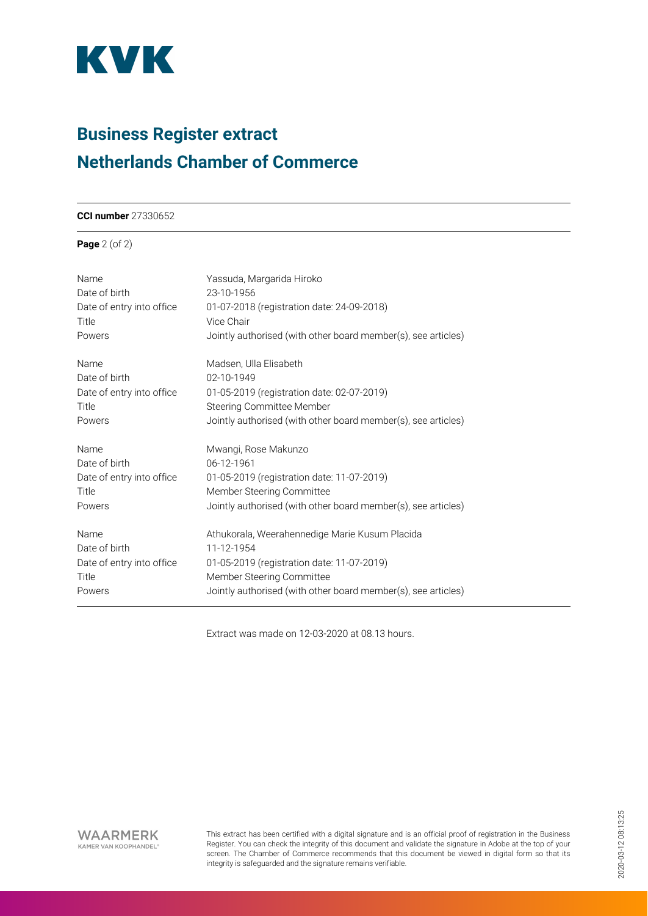KVK

# Business Register extract
# Netherlands Chamber of Commerce

**CCI number** 27330652

| | |
|---|---|
| Name | Yassuda, Margarida Hiroko |
| Date of birth | 23-10-1956 |
| Date of entry into office | 01-07-2018 (registration date: 24-09-2018) |
| Title | Vice Chair |
| Powers | Jointly authorised (with other board member(s), see articles) |

| | |
|---|---|
| Name | Madsen, Ulla Elisabeth |
| Date of birth | 02-10-1949 |
| Date of entry into office | 01-05-2019 (registration date: 02-07-2019) |
| Title | Steering Committee Member |
| Powers | Jointly authorised (with other board member(s), see articles) |

| | |
|---|---|
| Name | Mwangi, Rose Makunzo |
| Date of birth | 06-12-1961 |
| Date of entry into office | 01-05-2019 (registration date: 11-07-2019) |
| Title | Member Steering Committee |
| Powers | Jointly authorised (with other board member(s), see articles) |

| | |
|---|---|
| Name | Athukorala, Weerahennedige Marie Kusum Placida |
| Date of birth | 11-12-1954 |
| Date of entry into office | 01-05-2019 (registration date: 11-07-2019) |
| Title | Member Steering Committee |
| Powers | Jointly authorised (with other board member(s), see articles) |

Extract was made on 12-03-2020 at 08.13 hours.

WAARMERK
KAMER VAN KOOPHANDEL®

This extract has been certified with a digital signature and is an official proof of registration in the Business Register. You can check the integrity of this document and validate the signature in Adobe at the top of your screen. The Chamber of Commerce recommends that this document be viewed in digital form so that its integrity is safeguarded and the signature remains verifiable.

2020-03-12 08:13:25